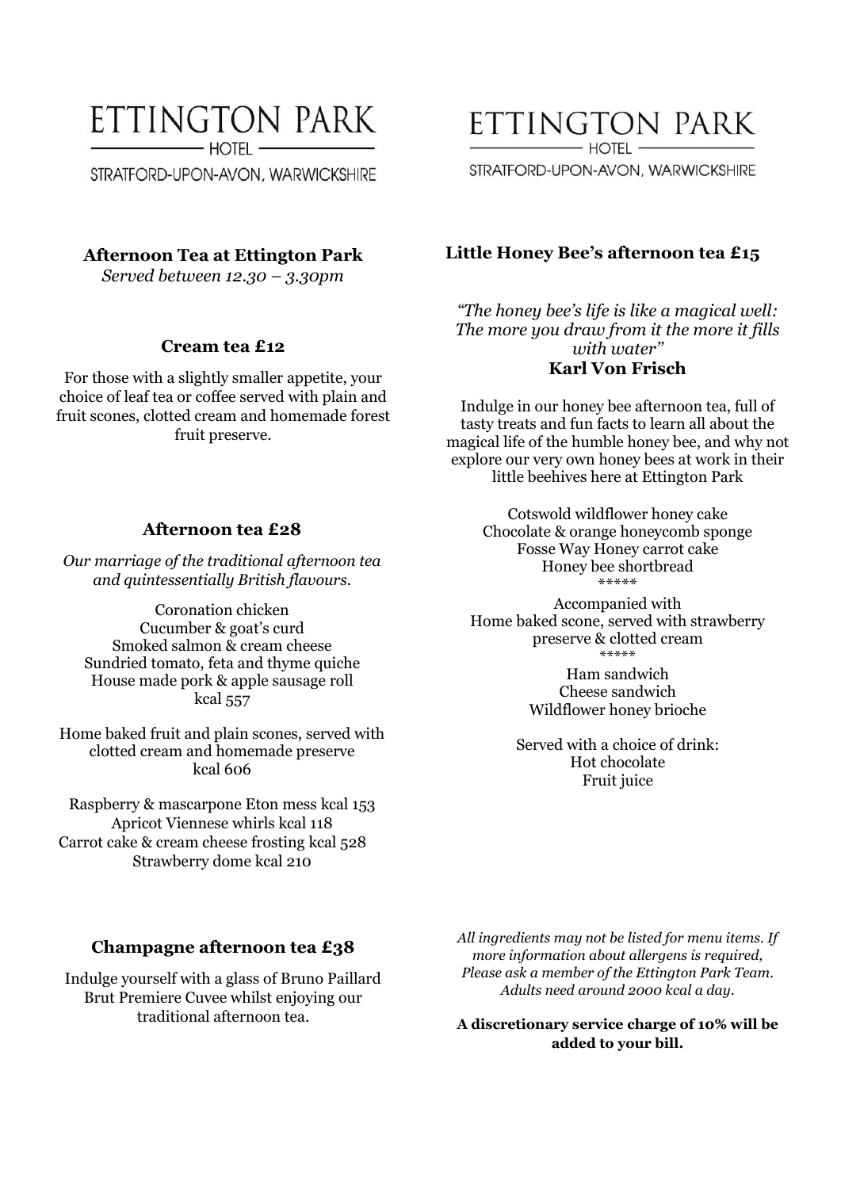# ETTINGTON PARK

HOTEL

STRATFORD-UPON-AVON, WARWICKSHIRE

## Afternoon Tea at Ettington Park

*Served between 12.30 – 3.30pm*

### Cream tea £12

For those with a slightly smaller appetite, your choice of leaf tea or coffee served with plain and fruit scones, clotted cream and homemade forest fruit preserve.

### Afternoon tea £28

*Our marriage of the traditional afternoon tea and quintessentially British flavours.*

Coronation chicken
Cucumber & goat's curd
Smoked salmon & cream cheese
Sundried tomato, feta and thyme quiche
House made pork & apple sausage roll
kcal 557

Home baked fruit and plain scones, served with clotted cream and homemade preserve
kcal 606

Raspberry & mascarpone Eton mess kcal 153
Apricot Viennese whirls kcal 118
Carrot cake & cream cheese frosting kcal 528
Strawberry dome kcal 210

### Champagne afternoon tea £38

Indulge yourself with a glass of Bruno Paillard Brut Premiere Cuvee whilst enjoying our traditional afternoon tea.

# ETTINGTON PARK

HOTEL

STRATFORD-UPON-AVON, WARWICKSHIRE

## Little Honey Bee's afternoon tea £15

*"The honey bee's life is like a magical well: The more you draw from it the more it fills with water"*
**Karl Von Frisch**

Indulge in our honey bee afternoon tea, full of tasty treats and fun facts to learn all about the magical life of the humble honey bee, and why not explore our very own honey bees at work in their little beehives here at Ettington Park

Cotswold wildflower honey cake
Chocolate & orange honeycomb sponge
Fosse Way Honey carrot cake
Honey bee shortbread
*****

Accompanied with
Home baked scone, served with strawberry preserve & clotted cream
*****

Ham sandwich
Cheese sandwich
Wildflower honey brioche

Served with a choice of drink:
Hot chocolate
Fruit juice

*All ingredients may not be listed for menu items. If more information about allergens is required, Please ask a member of the Ettington Park Team. Adults need around 2000 kcal a day.*

**A discretionary service charge of 10% will be added to your bill.**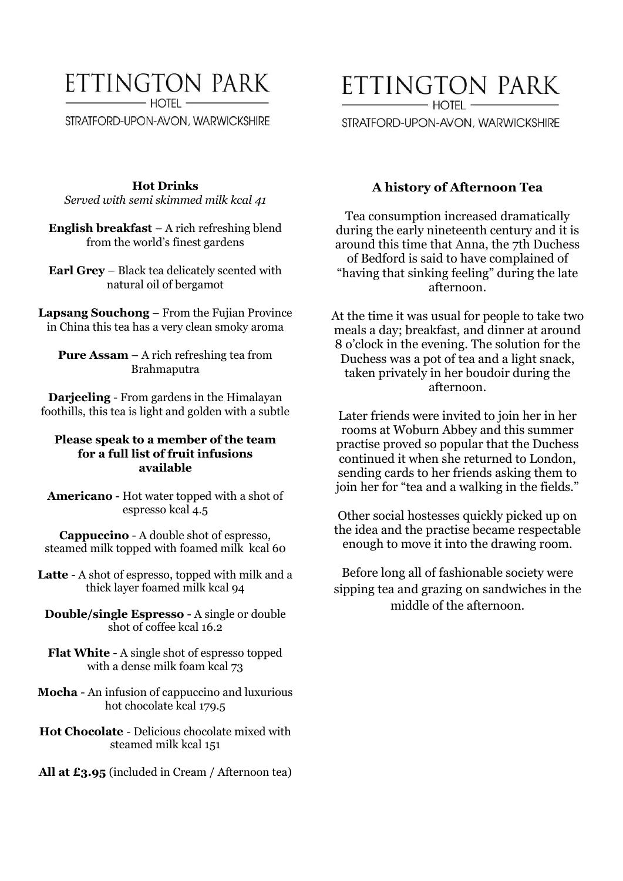# ETTINGTON PARK

HOTEL

STRATFORD-UPON-AVON, WARWICKSHIRE

**Hot Drinks**

*Served with semi skimmed milk kcal 41*

**English breakfast** – A rich refreshing blend from the world's finest gardens

**Earl Grey** – Black tea delicately scented with natural oil of bergamot

**Lapsang Souchong** – From the Fujian Province in China this tea has a very clean smoky aroma

**Pure Assam** – A rich refreshing tea from Brahmaputra

**Darjeeling** - From gardens in the Himalayan foothills, this tea is light and golden with a subtle

**Please speak to a member of the team for a full list of fruit infusions available**

**Americano** - Hot water topped with a shot of espresso kcal 4.5

**Cappuccino** - A double shot of espresso, steamed milk topped with foamed milk kcal 60

**Latte** - A shot of espresso, topped with milk and a thick layer foamed milk kcal 94

**Double/single Espresso** - A single or double shot of coffee kcal 16.2

**Flat White** - A single shot of espresso topped with a dense milk foam kcal 73

**Mocha** - An infusion of cappuccino and luxurious hot chocolate kcal 179.5

**Hot Chocolate** - Delicious chocolate mixed with steamed milk kcal 151

**All at £3.95** (included in Cream / Afternoon tea)

# ETTINGTON PARK

HOTEL

STRATFORD-UPON-AVON, WARWICKSHIRE

## A history of Afternoon Tea

Tea consumption increased dramatically during the early nineteenth century and it is around this time that Anna, the 7th Duchess of Bedford is said to have complained of "having that sinking feeling" during the late afternoon.

At the time it was usual for people to take two meals a day; breakfast, and dinner at around 8 o'clock in the evening. The solution for the Duchess was a pot of tea and a light snack, taken privately in her boudoir during the afternoon.

Later friends were invited to join her in her rooms at Woburn Abbey and this summer practise proved so popular that the Duchess continued it when she returned to London, sending cards to her friends asking them to join her for "tea and a walking in the fields."

Other social hostesses quickly picked up on the idea and the practise became respectable enough to move it into the drawing room.

Before long all of fashionable society were sipping tea and grazing on sandwiches in the middle of the afternoon.